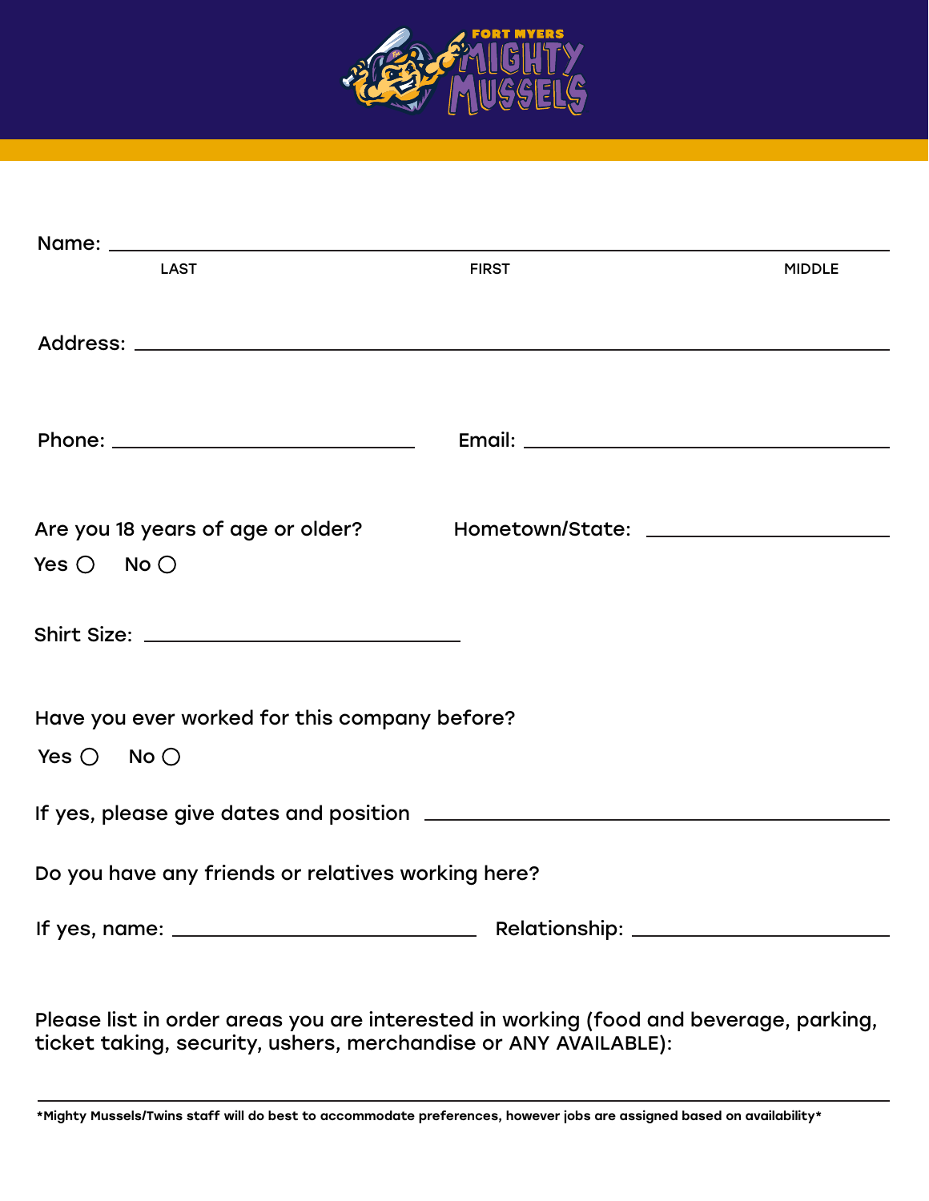FORT MYERS MIGHTY MUSSELS

Name: ______________________________________________________________
LAST FIRST MIDDLE

Address: ______________________________________________________________

Phone: ____________________________ Email: ____________________________

Are you 18 years of age or older?

Yes ○ No ○

Hometown/State: ____________________

Shirt Size: ____________________________

Have you ever worked for this company before?

Yes ○ No ○

If yes, please give dates and position ____________________________________

Do you have any friends or relatives working here?

If yes, name: ______________________ Relationship: ____________________

Please list in order areas you are interested in working (food and beverage, parking, ticket taking, security, ushers, merchandise or ANY AVAILABLE):

______________________________________________________________

**\*Mighty Mussels/Twins staff will do best to accommodate preferences, however jobs are assigned based on availability\***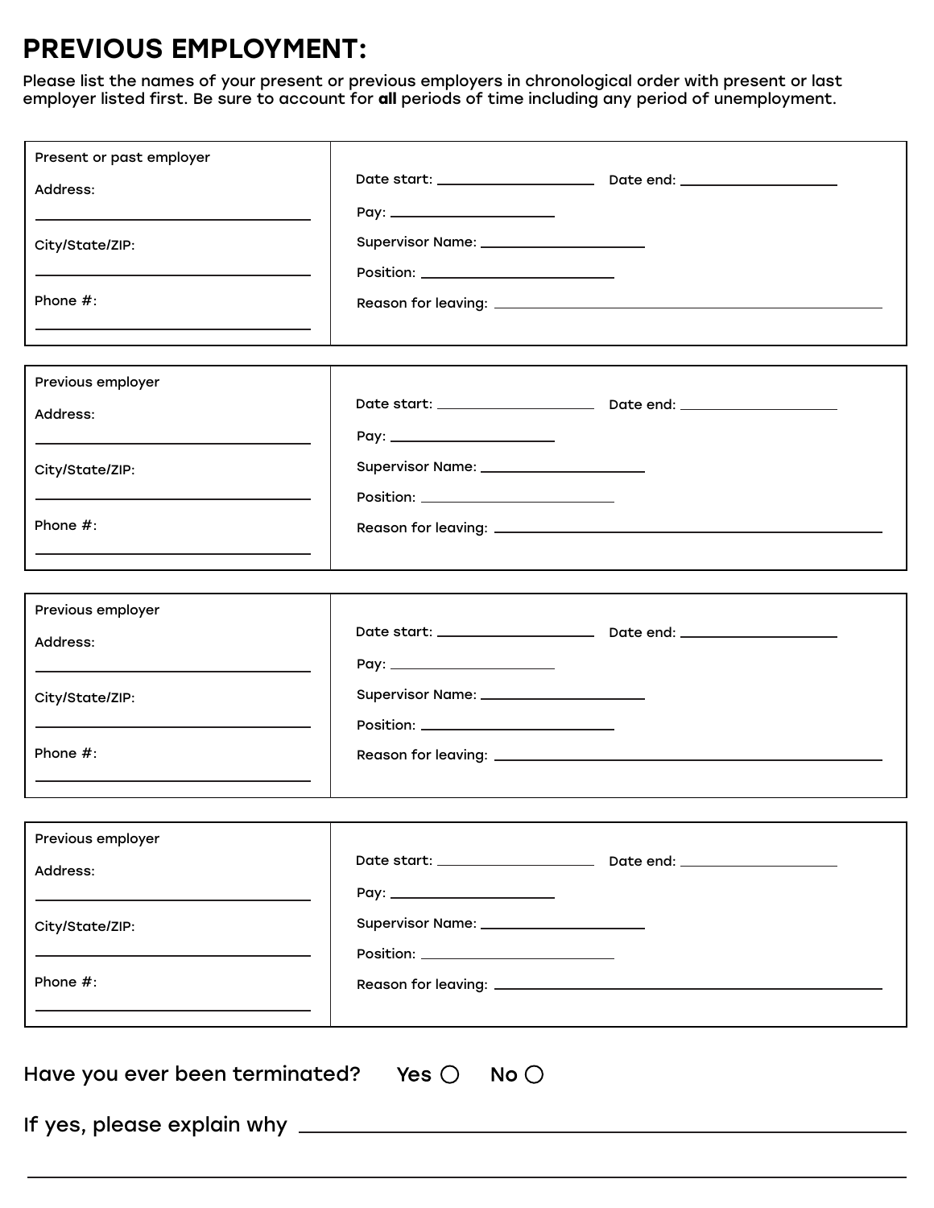# PREVIOUS EMPLOYMENT:

Please list the names of your present or previous employers in chronological order with present or last employer listed first. Be sure to account for **all** periods of time including any period of unemployment.

| | |
|---|---|
| Present or past employer<br>Address: \_\_\_\_\_\_\_\_\_\_\_\_\_\_\_\_<br>City/State/ZIP: \_\_\_\_\_\_\_\_\_\_\_\_\_\_\_\_<br>Phone #: \_\_\_\_\_\_\_\_\_\_\_\_\_\_\_\_ | Date start: \_\_\_\_\_\_\_\_\_\_ Date end: \_\_\_\_\_\_\_\_\_\_<br>Pay: \_\_\_\_\_\_\_\_\_\_<br>Supervisor Name: \_\_\_\_\_\_\_\_\_\_<br>Position: \_\_\_\_\_\_\_\_\_\_<br>Reason for leaving: \_\_\_\_\_\_\_\_\_\_ |

| | |
|---|---|
| Previous employer<br>Address: \_\_\_\_\_\_\_\_\_\_\_\_\_\_\_\_<br>City/State/ZIP: \_\_\_\_\_\_\_\_\_\_\_\_\_\_\_\_<br>Phone #: \_\_\_\_\_\_\_\_\_\_\_\_\_\_\_\_ | Date start: \_\_\_\_\_\_\_\_\_\_ Date end: \_\_\_\_\_\_\_\_\_\_<br>Pay: \_\_\_\_\_\_\_\_\_\_<br>Supervisor Name: \_\_\_\_\_\_\_\_\_\_<br>Position: \_\_\_\_\_\_\_\_\_\_<br>Reason for leaving: \_\_\_\_\_\_\_\_\_\_ |

| | |
|---|---|
| Previous employer<br>Address: \_\_\_\_\_\_\_\_\_\_\_\_\_\_\_\_<br>City/State/ZIP: \_\_\_\_\_\_\_\_\_\_\_\_\_\_\_\_<br>Phone #: \_\_\_\_\_\_\_\_\_\_\_\_\_\_\_\_ | Date start: \_\_\_\_\_\_\_\_\_\_ Date end: \_\_\_\_\_\_\_\_\_\_<br>Pay: \_\_\_\_\_\_\_\_\_\_<br>Supervisor Name: \_\_\_\_\_\_\_\_\_\_<br>Position: \_\_\_\_\_\_\_\_\_\_<br>Reason for leaving: \_\_\_\_\_\_\_\_\_\_ |

| | |
|---|---|
| Previous employer<br>Address: \_\_\_\_\_\_\_\_\_\_\_\_\_\_\_\_<br>City/State/ZIP: \_\_\_\_\_\_\_\_\_\_\_\_\_\_\_\_<br>Phone #: \_\_\_\_\_\_\_\_\_\_\_\_\_\_\_\_ | Date start: \_\_\_\_\_\_\_\_\_\_ Date end: \_\_\_\_\_\_\_\_\_\_<br>Pay: \_\_\_\_\_\_\_\_\_\_<br>Supervisor Name: \_\_\_\_\_\_\_\_\_\_<br>Position: \_\_\_\_\_\_\_\_\_\_<br>Reason for leaving: \_\_\_\_\_\_\_\_\_\_ |

Have you ever been terminated? Yes ○ No ○

If yes, please explain why \_\_\_\_\_\_\_\_\_\_\_\_\_\_\_\_\_\_\_\_\_\_\_\_\_\_\_\_\_\_\_\_

\_\_\_\_\_\_\_\_\_\_\_\_\_\_\_\_\_\_\_\_\_\_\_\_\_\_\_\_\_\_\_\_\_\_\_\_\_\_\_\_\_\_\_\_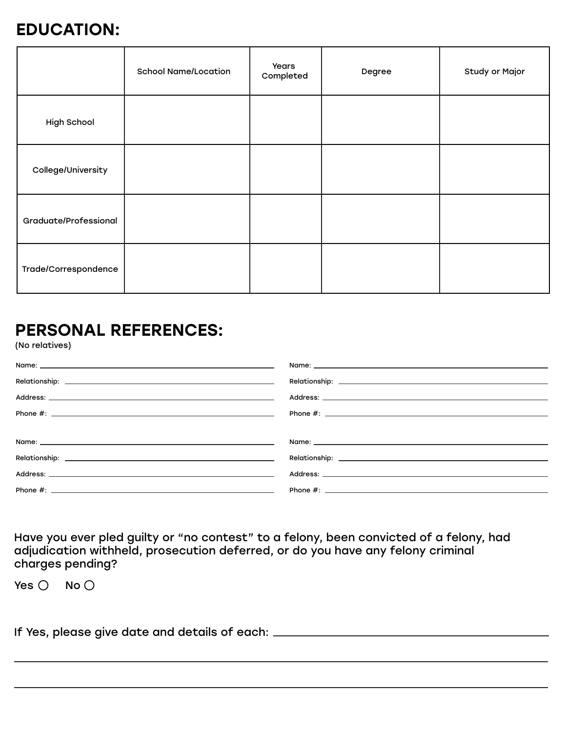## EDUCATION:

| | School Name/Location | Years Completed | Degree | Study or Major |
|---|---|---|---|---|
| High School | | | | |
| College/University | | | | |
| Graduate/Professional | | | | |
| Trade/Correspondence | | | | |

## PERSONAL REFERENCES:

(No relatives)

Name: ______________________________

Relationship: ______________________________

Address: ______________________________

Phone #: ______________________________

Name: ______________________________

Relationship: ______________________________

Address: ______________________________

Phone #: ______________________________

Name: ______________________________

Relationship: ______________________________

Address: ______________________________

Phone #: ______________________________

Name: ______________________________

Relationship: ______________________________

Address: ______________________________

Phone #: ______________________________

Have you ever pled guilty or "no contest" to a felony, been convicted of a felony, had adjudication withheld, prosecution deferred, or do you have any felony criminal charges pending?

Yes ○ No ○

If Yes, please give date and details of each: ______________________________

______________________________

______________________________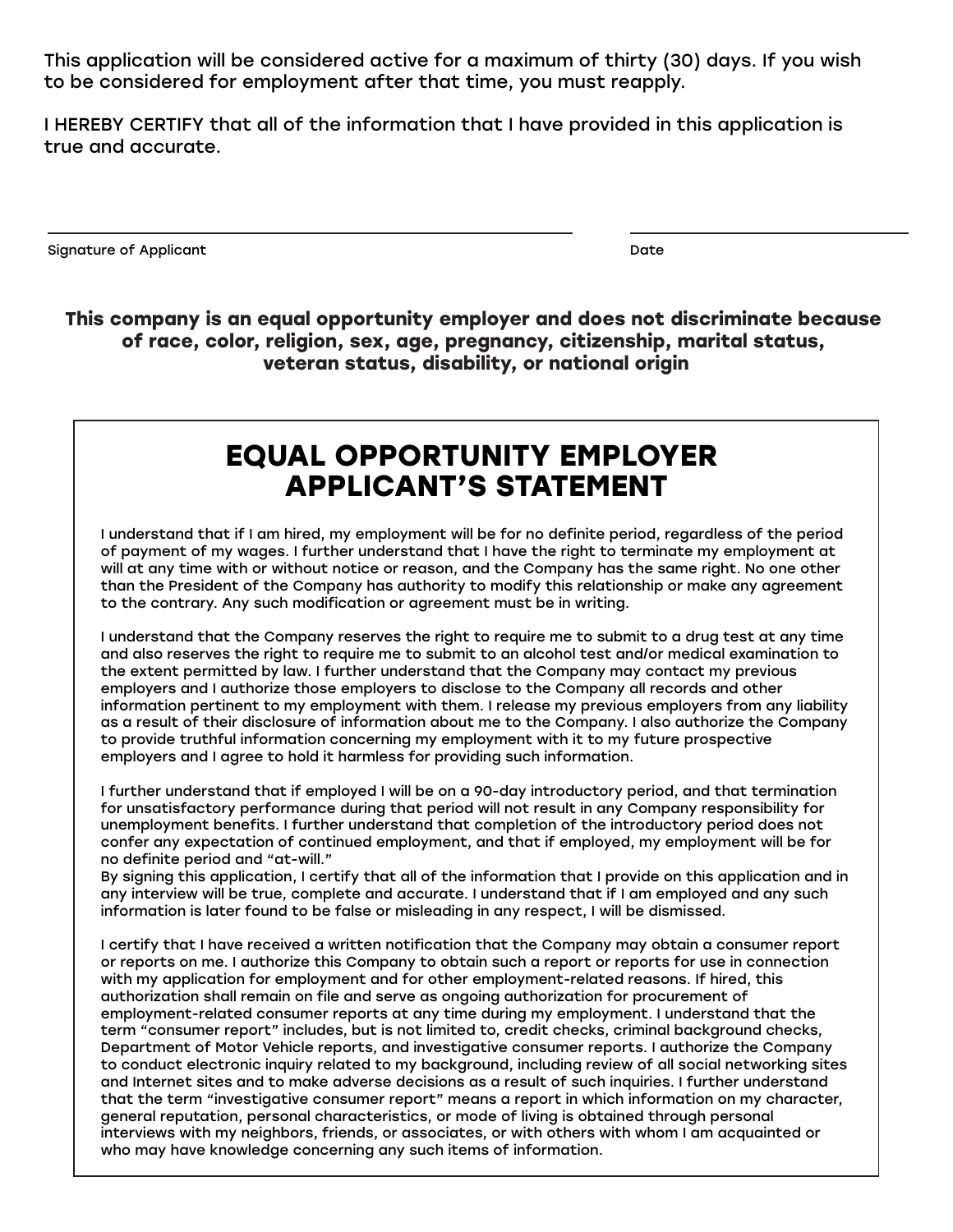This application will be considered active for a maximum of thirty (30) days. If you wish to be considered for employment after that time, you must reapply.

I HEREBY CERTIFY that all of the information that I have provided in this application is true and accurate.

Signature of Applicant ______________________ Date ______________________

**This company is an equal opportunity employer and does not discriminate because of race, color, religion, sex, age, pregnancy, citizenship, marital status, veteran status, disability, or national origin**

# EQUAL OPPORTUNITY EMPLOYER APPLICANT'S STATEMENT

I understand that if I am hired, my employment will be for no definite period, regardless of the period of payment of my wages. I further understand that I have the right to terminate my employment at will at any time with or without notice or reason, and the Company has the same right. No one other than the President of the Company has authority to modify this relationship or make any agreement to the contrary. Any such modification or agreement must be in writing.

I understand that the Company reserves the right to require me to submit to a drug test at any time and also reserves the right to require me to submit to an alcohol test and/or medical examination to the extent permitted by law. I further understand that the Company may contact my previous employers and I authorize those employers to disclose to the Company all records and other information pertinent to my employment with them. I release my previous employers from any liability as a result of their disclosure of information about me to the Company. I also authorize the Company to provide truthful information concerning my employment with it to my future prospective employers and I agree to hold it harmless for providing such information.

I further understand that if employed I will be on a 90-day introductory period, and that termination for unsatisfactory performance during that period will not result in any Company responsibility for unemployment benefits. I further understand that completion of the introductory period does not confer any expectation of continued employment, and that if employed, my employment will be for no definite period and "at-will."
By signing this application, I certify that all of the information that I provide on this application and in any interview will be true, complete and accurate. I understand that if I am employed and any such information is later found to be false or misleading in any respect, I will be dismissed.

I certify that I have received a written notification that the Company may obtain a consumer report or reports on me. I authorize this Company to obtain such a report or reports for use in connection with my application for employment and for other employment-related reasons. If hired, this authorization shall remain on file and serve as ongoing authorization for procurement of employment-related consumer reports at any time during my employment. I understand that the term "consumer report" includes, but is not limited to, credit checks, criminal background checks, Department of Motor Vehicle reports, and investigative consumer reports. I authorize the Company to conduct electronic inquiry related to my background, including review of all social networking sites and Internet sites and to make adverse decisions as a result of such inquiries. I further understand that the term "investigative consumer report" means a report in which information on my character, general reputation, personal characteristics, or mode of living is obtained through personal interviews with my neighbors, friends, or associates, or with others with whom I am acquainted or who may have knowledge concerning any such items of information.